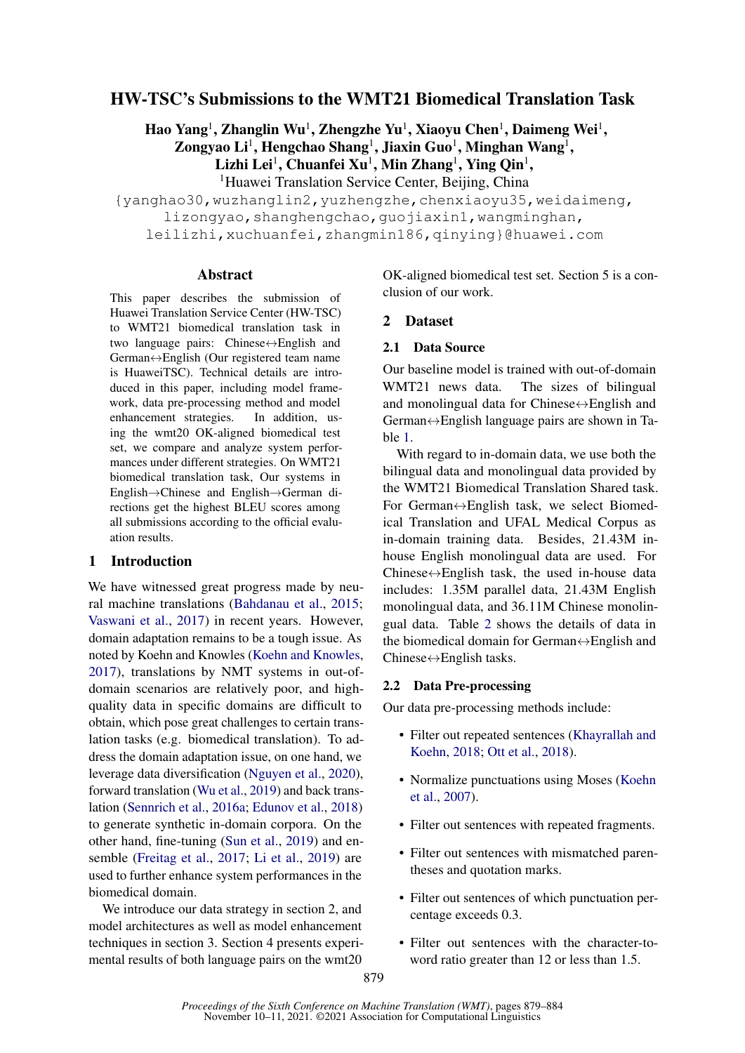# HW-TSC's Submissions to the WMT21 Biomedical Translation Task

**Hao Yang**[1], **Zhanglin Wu**[1], **Zhengzhe Yu**[1], **Xiaoyu Chen**[1], **Daimeng Wei**[1], **Zongyao Li**[1], **Hengchao Shang**[1], **Jiaxin Guo**[1], **Minghan Wang**[1], **Lizhi Lei**[1], **Chuanfei Xu**[1], **Min Zhang**[1], **Ying Qin**[1],

[1]Huawei Translation Service Center, Beijing, China

{yanghao30,wuzhanglin2,yuzhengzhe,chenxiaoyu35,weidaimeng, lizongyao,shanghengchao,guojiaxin1,wangminghan, leilizhi,xuchuanfei,zhangmin186,qinying}@huawei.com

## Abstract

This paper describes the submission of Huawei Translation Service Center (HW-TSC) to WMT21 biomedical translation task in two language pairs: Chinese↔English and German↔English (Our registered team name is HuaweiTSC). Technical details are introduced in this paper, including model framework, data pre-processing method and model enhancement strategies. In addition, using the wmt20 OK-aligned biomedical test set, we compare and analyze system performances under different strategies. On WMT21 biomedical translation task, Our systems in English→Chinese and English→German directions get the highest BLEU scores among all submissions according to the official evaluation results.

## 1 Introduction

We have witnessed great progress made by neural machine translations (Bahdanau et al., 2015; Vaswani et al., 2017) in recent years. However, domain adaptation remains to be a tough issue. As noted by Koehn and Knowles (Koehn and Knowles, 2017), translations by NMT systems in out-of-domain scenarios are relatively poor, and high-quality data in specific domains are difficult to obtain, which pose great challenges to certain translation tasks (e.g. biomedical translation). To address the domain adaptation issue, on one hand, we leverage data diversification (Nguyen et al., 2020), forward translation (Wu et al., 2019) and back translation (Sennrich et al., 2016a; Edunov et al., 2018) to generate synthetic in-domain corpora. On the other hand, fine-tuning (Sun et al., 2019) and ensemble (Freitag et al., 2017; Li et al., 2019) are used to further enhance system performances in the biomedical domain.

We introduce our data strategy in section 2, and model architectures as well as model enhancement techniques in section 3. Section 4 presents experimental results of both language pairs on the wmt20 OK-aligned biomedical test set. Section 5 is a conclusion of our work.

## 2 Dataset

### 2.1 Data Source

Our baseline model is trained with out-of-domain WMT21 news data. The sizes of bilingual and monolingual data for Chinese↔English and German↔English language pairs are shown in Table 1.

With regard to in-domain data, we use both the bilingual data and monolingual data provided by the WMT21 Biomedical Translation Shared task. For German↔English task, we select Biomedical Translation and UFAL Medical Corpus as in-domain training data. Besides, 21.43M in-house English monolingual data are used. For Chinese↔English task, the used in-house data includes: 1.35M parallel data, 21.43M English monolingual data, and 36.11M Chinese monolingual data. Table 2 shows the details of data in the biomedical domain for German↔English and Chinese↔English tasks.

### 2.2 Data Pre-processing

Our data pre-processing methods include:

- Filter out repeated sentences (Khayrallah and Koehn, 2018; Ott et al., 2018).
- Normalize punctuations using Moses (Koehn et al., 2007).
- Filter out sentences with repeated fragments.
- Filter out sentences with mismatched parentheses and quotation marks.
- Filter out sentences of which punctuation percentage exceeds 0.3.
- Filter out sentences with the character-to-word ratio greater than 12 or less than 1.5.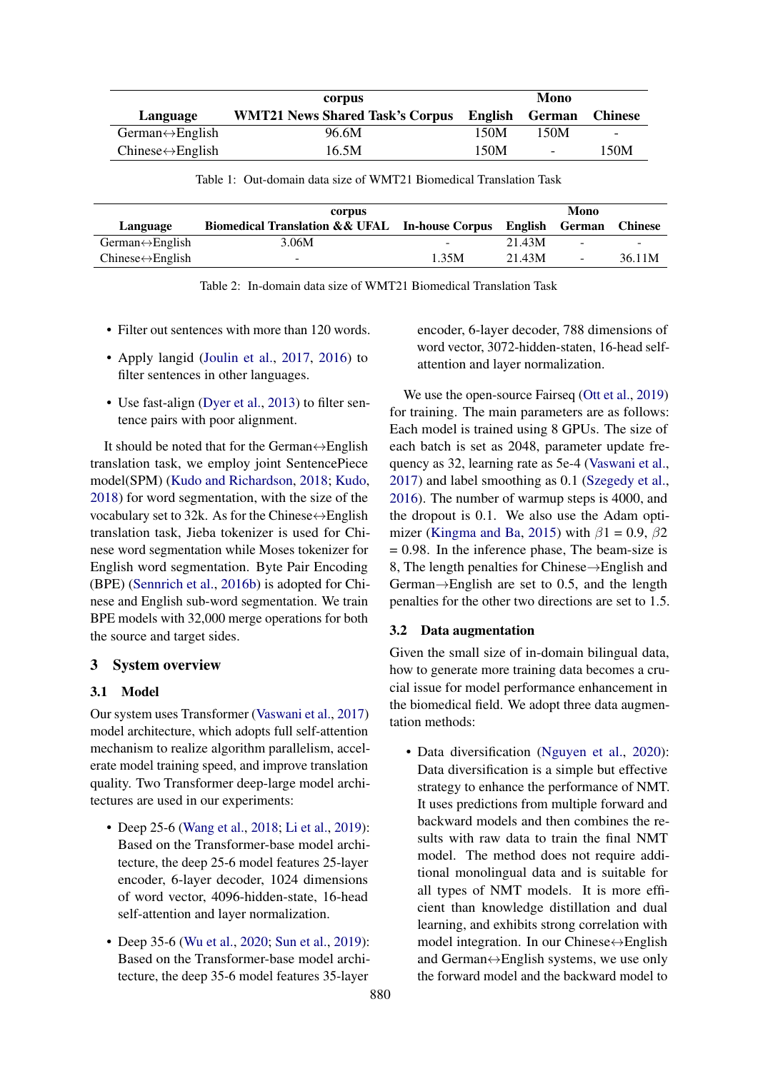| Language | corpus | Mono | | |
|---|---|---|---|---|
| | WMT21 News Shared Task's Corpus | English | German | Chinese |
| German↔English | 96.6M | 150M | 150M | - |
| Chinese↔English | 16.5M | 150M | - | 150M |

Table 1: Out-domain data size of WMT21 Biomedical Translation Task

| Language | corpus | | Mono | | |
|---|---|---|---|---|---|
| | Biomedical Translation && UFAL | In-house Corpus | English | German | Chinese |
| German↔English | 3.06M | - | 21.43M | - | - |
| Chinese↔English | - | 1.35M | 21.43M | - | 36.11M |

Table 2: In-domain data size of WMT21 Biomedical Translation Task

- Filter out sentences with more than 120 words.
- Apply langid (Joulin et al., 2017, 2016) to filter sentences in other languages.
- Use fast-align (Dyer et al., 2013) to filter sentence pairs with poor alignment.

It should be noted that for the German↔English translation task, we employ joint SentencePiece model(SPM) (Kudo and Richardson, 2018; Kudo, 2018) for word segmentation, with the size of the vocabulary set to 32k. As for the Chinese↔English translation task, Jieba tokenizer is used for Chinese word segmentation while Moses tokenizer for English word segmentation. Byte Pair Encoding (BPE) (Sennrich et al., 2016b) is adopted for Chinese and English sub-word segmentation. We train BPE models with 32,000 merge operations for both the source and target sides.

## 3 System overview

### 3.1 Model

Our system uses Transformer (Vaswani et al., 2017) model architecture, which adopts full self-attention mechanism to realize algorithm parallelism, accelerate model training speed, and improve translation quality. Two Transformer deep-large model architectures are used in our experiments:

- Deep 25-6 (Wang et al., 2018; Li et al., 2019): Based on the Transformer-base model architecture, the deep 25-6 model features 25-layer encoder, 6-layer decoder, 1024 dimensions of word vector, 4096-hidden-state, 16-head self-attention and layer normalization.
- Deep 35-6 (Wu et al., 2020; Sun et al., 2019): Based on the Transformer-base model architecture, the deep 35-6 model features 35-layer encoder, 6-layer decoder, 788 dimensions of word vector, 3072-hidden-staten, 16-head self-attention and layer normalization.

We use the open-source Fairseq (Ott et al., 2019) for training. The main parameters are as follows: Each model is trained using 8 GPUs. The size of each batch is set as 2048, parameter update frequency as 32, learning rate as 5e-4 (Vaswani et al., 2017) and label smoothing as 0.1 (Szegedy et al., 2016). The number of warmup steps is 4000, and the dropout is 0.1. We also use the Adam optimizer (Kingma and Ba, 2015) with $\beta1$ = 0.9, $\beta2$ = 0.98. In the inference phase, The beam-size is 8, The length penalties for Chinese→English and German→English are set to 0.5, and the length penalties for the other two directions are set to 1.5.

### 3.2 Data augmentation

Given the small size of in-domain bilingual data, how to generate more training data becomes a crucial issue for model performance enhancement in the biomedical field. We adopt three data augmentation methods:

- Data diversification (Nguyen et al., 2020): Data diversification is a simple but effective strategy to enhance the performance of NMT. It uses predictions from multiple forward and backward models and then combines the results with raw data to train the final NMT model. The method does not require additional monolingual data and is suitable for all types of NMT models. It is more efficient than knowledge distillation and dual learning, and exhibits strong correlation with model integration. In our Chinese↔English and German↔English systems, we use only the forward model and the backward model to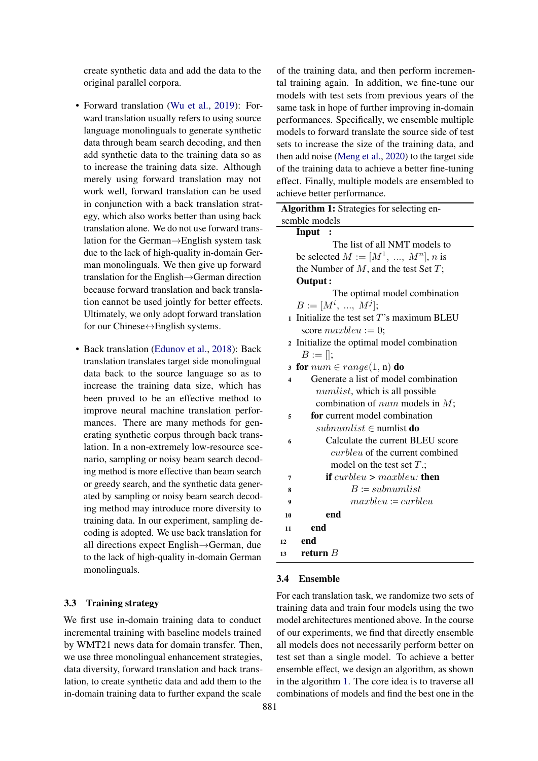create synthetic data and add the data to the original parallel corpora.

- Forward translation (Wu et al., 2019): Forward translation usually refers to using source language monolinguals to generate synthetic data through beam search decoding, and then add synthetic data to the training data so as to increase the training data size. Although merely using forward translation may not work well, forward translation can be used in conjunction with a back translation strategy, which also works better than using back translation alone. We do not use forward translation for the German→English system task due to the lack of high-quality in-domain German monolinguals. We then give up forward translation for the English→German direction because forward translation and back translation cannot be used jointly for better effects. Ultimately, we only adopt forward translation for our Chinese↔English systems.

- Back translation (Edunov et al., 2018): Back translation translates target side monolingual data back to the source language so as to increase the training data size, which has been proved to be an effective method to improve neural machine translation performances. There are many methods for generating synthetic corpus through back translation. In a non-extremely low-resource scenario, sampling or noisy beam search decoding method is more effective than beam search or greedy search, and the synthetic data generated by sampling or noisy beam search decoding method may introduce more diversity to training data. In our experiment, sampling decoding is adopted. We use back translation for all directions expect English→German, due to the lack of high-quality in-domain German monolinguals.

### 3.3 Training strategy

We first use in-domain training data to conduct incremental training with baseline models trained by WMT21 news data for domain transfer. Then, we use three monolingual enhancement strategies, data diversity, forward translation and back translation, to create synthetic data and add them to the in-domain training data to further expand the scale of the training data, and then perform incremental training again. In addition, we fine-tune our models with test sets from previous years of the same task in hope of further improving in-domain performances. Specifically, we ensemble multiple models to forward translate the source side of test sets to increase the size of the training data, and then add noise (Meng et al., 2020) to the target side of the training data to achieve a better fine-tuning effect. Finally, multiple models are ensembled to achieve better performance.

**Algorithm 1:** Strategies for selecting ensemble models

```
Input  :
        The list of all NMT models to
  be selected M := [M^1, ..., M^n], n is
  the Number of M, and the test Set T;
Output :
        The optimal model combination
  B := [M^i, ..., M^j];
1  Initialize the test set T's maximum BLEU
     score maxbleu := 0;
2  Initialize the optimal model combination
     B := [];
3  for num ∈ range(1, n) do
4      Generate a list of model combination
         numlist, which is all possible
         combination of num models in M;
5      for current model combination
         subnumlist ∈ numlist do
6          Calculate the current BLEU score
             curbleu of the current combined
             model on the test set T.;
7          if curbleu > maxbleu: then
8              B := subnumlist
9              maxbleu := curbleu
10         end
11     end
12 end
13 return B
```

### 3.4 Ensemble

For each translation task, we randomize two sets of training data and train four models using the two model architectures mentioned above. In the course of our experiments, we find that directly ensemble all models does not necessarily perform better on test set than a single model. To achieve a better ensemble effect, we design an algorithm, as shown in the algorithm 1. The core idea is to traverse all combinations of models and find the best one in the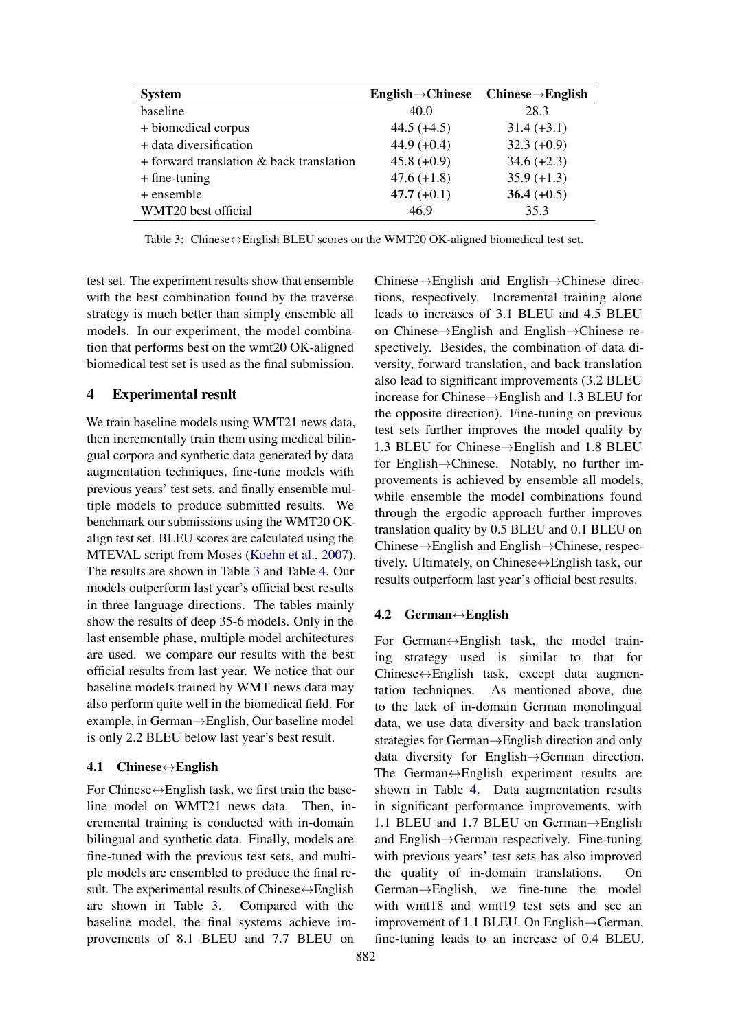| System | English→Chinese | Chinese→English |
|---|---|---|
| baseline | 40.0 | 28.3 |
| + biomedical corpus | 44.5 (+4.5) | 31.4 (+3.1) |
| + data diversification | 44.9 (+0.4) | 32.3 (+0.9) |
| + forward translation & back translation | 45.8 (+0.9) | 34.6 (+2.3) |
| + fine-tuning | 47.6 (+1.8) | 35.9 (+1.3) |
| + ensemble | **47.7** (+0.1) | **36.4** (+0.5) |
| WMT20 best official | 46.9 | 35.3 |

Table 3: Chinese↔English BLEU scores on the WMT20 OK-aligned biomedical test set.

test set. The experiment results show that ensemble with the best combination found by the traverse strategy is much better than simply ensemble all models. In our experiment, the model combination that performs best on the wmt20 OK-aligned biomedical test set is used as the final submission.

## 4 Experimental result

We train baseline models using WMT21 news data, then incrementally train them using medical bilingual corpora and synthetic data generated by data augmentation techniques, fine-tune models with previous years' test sets, and finally ensemble multiple models to produce submitted results. We benchmark our submissions using the WMT20 OK-align test set. BLEU scores are calculated using the MTEVAL script from Moses (Koehn et al., 2007). The results are shown in Table 3 and Table 4. Our models outperform last year's official best results in three language directions. The tables mainly show the results of deep 35-6 models. Only in the last ensemble phase, multiple model architectures are used. we compare our results with the best official results from last year. We notice that our baseline models trained by WMT news data may also perform quite well in the biomedical field. For example, in German→English, Our baseline model is only 2.2 BLEU below last year's best result.

### 4.1 Chinese↔English

For Chinese↔English task, we first train the baseline model on WMT21 news data. Then, incremental training is conducted with in-domain bilingual and synthetic data. Finally, models are fine-tuned with the previous test sets, and multiple models are ensembled to produce the final result. The experimental results of Chinese↔English are shown in Table 3. Compared with the baseline model, the final systems achieve improvements of 8.1 BLEU and 7.7 BLEU on Chinese→English and English→Chinese directions, respectively. Incremental training alone leads to increases of 3.1 BLEU and 4.5 BLEU on Chinese→English and English→Chinese respectively. Besides, the combination of data diversity, forward translation, and back translation also lead to significant improvements (3.2 BLEU increase for Chinese→English and 1.3 BLEU for the opposite direction). Fine-tuning on previous test sets further improves the model quality by 1.3 BLEU for Chinese→English and 1.8 BLEU for English→Chinese. Notably, no further improvements is achieved by ensemble all models, while ensemble the model combinations found through the ergodic approach further improves translation quality by 0.5 BLEU and 0.1 BLEU on Chinese→English and English→Chinese, respectively. Ultimately, on Chinese↔English task, our results outperform last year's official best results.

### 4.2 German↔English

For German↔English task, the model training strategy used is similar to that for Chinese↔English task, except data augmentation techniques. As mentioned above, due to the lack of in-domain German monolingual data, we use data diversity and back translation strategies for German→English direction and only data diversity for English→German direction. The German↔English experiment results are shown in Table 4. Data augmentation results in significant performance improvements, with 1.1 BLEU and 1.7 BLEU on German→English and English→German respectively. Fine-tuning with previous years' test sets has also improved the quality of in-domain translations. On German→English, we fine-tune the model with wmt18 and wmt19 test sets and see an improvement of 1.1 BLEU. On English→German, fine-tuning leads to an increase of 0.4 BLEU.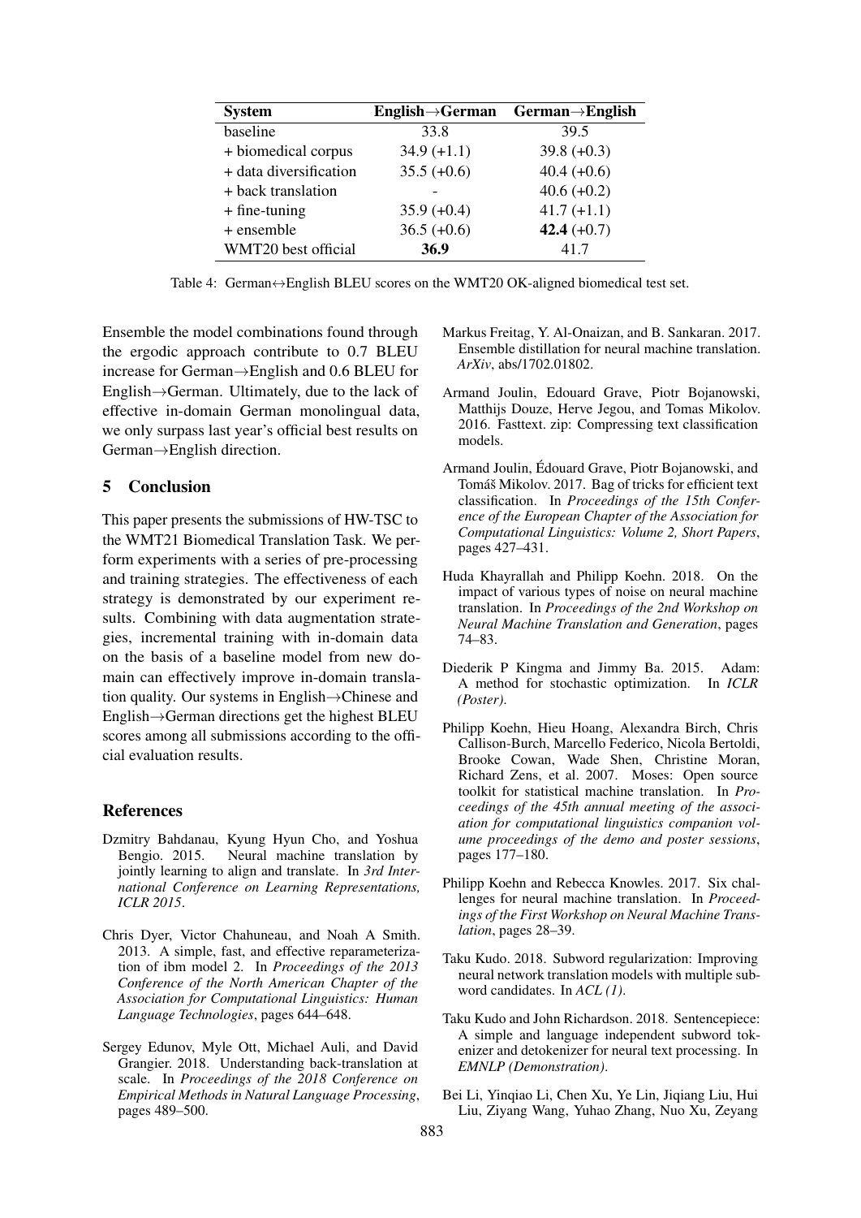| System | English→German | German→English |
| --- | --- | --- |
| baseline | 33.8 | 39.5 |
| + biomedical corpus | 34.9 (+1.1) | 39.8 (+0.3) |
| + data diversification | 35.5 (+0.6) | 40.4 (+0.6) |
| + back translation | - | 40.6 (+0.2) |
| + fine-tuning | 35.9 (+0.4) | 41.7 (+1.1) |
| + ensemble | 36.5 (+0.6) | **42.4** (+0.7) |
| WMT20 best official | **36.9** | 41.7 |

Table 4: German↔English BLEU scores on the WMT20 OK-aligned biomedical test set.

Ensemble the model combinations found through the ergodic approach contribute to 0.7 BLEU increase for German→English and 0.6 BLEU for English→German. Ultimately, due to the lack of effective in-domain German monolingual data, we only surpass last year's official best results on German→English direction.

## 5 Conclusion

This paper presents the submissions of HW-TSC to the WMT21 Biomedical Translation Task. We perform experiments with a series of pre-processing and training strategies. The effectiveness of each strategy is demonstrated by our experiment results. Combining with data augmentation strategies, incremental training with in-domain data on the basis of a baseline model from new domain can effectively improve in-domain translation quality. Our systems in English→Chinese and English→German directions get the highest BLEU scores among all submissions according to the official evaluation results.

## References

Dzmitry Bahdanau, Kyung Hyun Cho, and Yoshua Bengio. 2015. Neural machine translation by jointly learning to align and translate. In *3rd International Conference on Learning Representations, ICLR 2015*.

Chris Dyer, Victor Chahuneau, and Noah A Smith. 2013. A simple, fast, and effective reparameterization of ibm model 2. In *Proceedings of the 2013 Conference of the North American Chapter of the Association for Computational Linguistics: Human Language Technologies*, pages 644–648.

Sergey Edunov, Myle Ott, Michael Auli, and David Grangier. 2018. Understanding back-translation at scale. In *Proceedings of the 2018 Conference on Empirical Methods in Natural Language Processing*, pages 489–500.

Markus Freitag, Y. Al-Onaizan, and B. Sankaran. 2017. Ensemble distillation for neural machine translation. *ArXiv*, abs/1702.01802.

Armand Joulin, Edouard Grave, Piotr Bojanowski, Matthijs Douze, Herve Jegou, and Tomas Mikolov. 2016. Fasttext. zip: Compressing text classification models.

Armand Joulin, Édouard Grave, Piotr Bojanowski, and Tomáš Mikolov. 2017. Bag of tricks for efficient text classification. In *Proceedings of the 15th Conference of the European Chapter of the Association for Computational Linguistics: Volume 2, Short Papers*, pages 427–431.

Huda Khayrallah and Philipp Koehn. 2018. On the impact of various types of noise on neural machine translation. In *Proceedings of the 2nd Workshop on Neural Machine Translation and Generation*, pages 74–83.

Diederik P Kingma and Jimmy Ba. 2015. Adam: A method for stochastic optimization. In *ICLR (Poster)*.

Philipp Koehn, Hieu Hoang, Alexandra Birch, Chris Callison-Burch, Marcello Federico, Nicola Bertoldi, Brooke Cowan, Wade Shen, Christine Moran, Richard Zens, et al. 2007. Moses: Open source toolkit for statistical machine translation. In *Proceedings of the 45th annual meeting of the association for computational linguistics companion volume proceedings of the demo and poster sessions*, pages 177–180.

Philipp Koehn and Rebecca Knowles. 2017. Six challenges for neural machine translation. In *Proceedings of the First Workshop on Neural Machine Translation*, pages 28–39.

Taku Kudo. 2018. Subword regularization: Improving neural network translation models with multiple subword candidates. In *ACL (1)*.

Taku Kudo and John Richardson. 2018. Sentencepiece: A simple and language independent subword tokenizer and detokenizer for neural text processing. In *EMNLP (Demonstration)*.

Bei Li, Yinqiao Li, Chen Xu, Ye Lin, Jiqiang Liu, Hui Liu, Ziyang Wang, Yuhao Zhang, Nuo Xu, Zeyang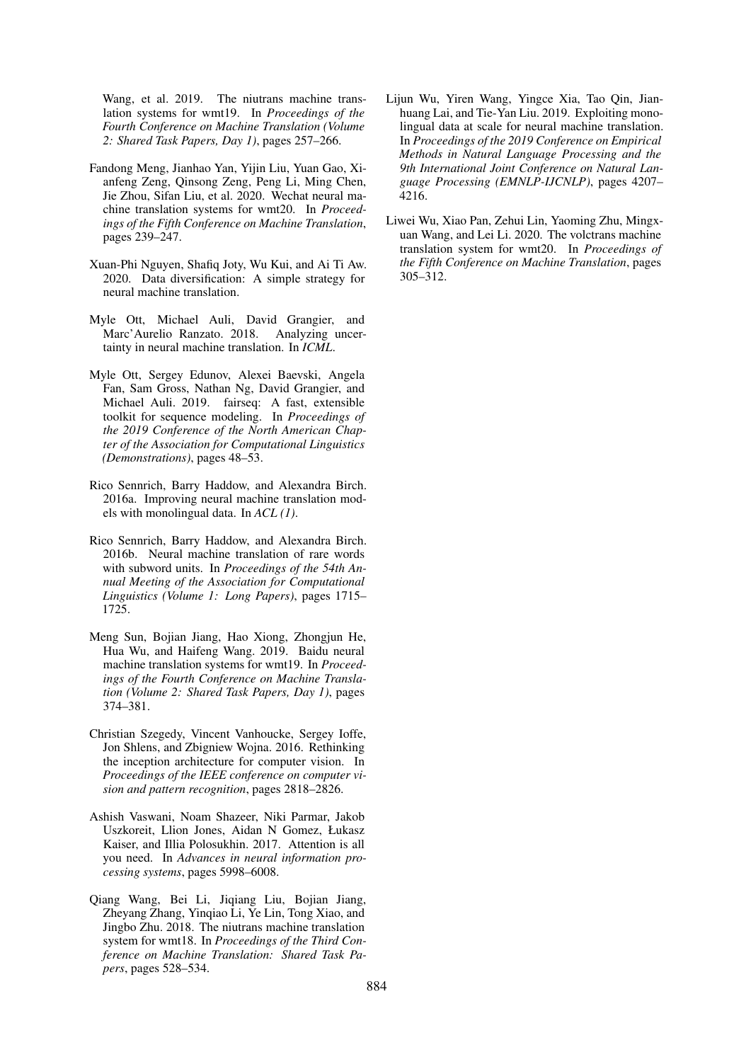Wang, et al. 2019. The niutrans machine translation systems for wmt19. In *Proceedings of the Fourth Conference on Machine Translation (Volume 2: Shared Task Papers, Day 1)*, pages 257–266.

Fandong Meng, Jianhao Yan, Yijin Liu, Yuan Gao, Xianfeng Zeng, Qinsong Zeng, Peng Li, Ming Chen, Jie Zhou, Sifan Liu, et al. 2020. Wechat neural machine translation systems for wmt20. In *Proceedings of the Fifth Conference on Machine Translation*, pages 239–247.

Xuan-Phi Nguyen, Shafiq Joty, Wu Kui, and Ai Ti Aw. 2020. Data diversification: A simple strategy for neural machine translation.

Myle Ott, Michael Auli, David Grangier, and Marc'Aurelio Ranzato. 2018. Analyzing uncertainty in neural machine translation. In *ICML*.

Myle Ott, Sergey Edunov, Alexei Baevski, Angela Fan, Sam Gross, Nathan Ng, David Grangier, and Michael Auli. 2019. fairseq: A fast, extensible toolkit for sequence modeling. In *Proceedings of the 2019 Conference of the North American Chapter of the Association for Computational Linguistics (Demonstrations)*, pages 48–53.

Rico Sennrich, Barry Haddow, and Alexandra Birch. 2016a. Improving neural machine translation models with monolingual data. In *ACL (1)*.

Rico Sennrich, Barry Haddow, and Alexandra Birch. 2016b. Neural machine translation of rare words with subword units. In *Proceedings of the 54th Annual Meeting of the Association for Computational Linguistics (Volume 1: Long Papers)*, pages 1715–1725.

Meng Sun, Bojian Jiang, Hao Xiong, Zhongjun He, Hua Wu, and Haifeng Wang. 2019. Baidu neural machine translation systems for wmt19. In *Proceedings of the Fourth Conference on Machine Translation (Volume 2: Shared Task Papers, Day 1)*, pages 374–381.

Christian Szegedy, Vincent Vanhoucke, Sergey Ioffe, Jon Shlens, and Zbigniew Wojna. 2016. Rethinking the inception architecture for computer vision. In *Proceedings of the IEEE conference on computer vision and pattern recognition*, pages 2818–2826.

Ashish Vaswani, Noam Shazeer, Niki Parmar, Jakob Uszkoreit, Llion Jones, Aidan N Gomez, Łukasz Kaiser, and Illia Polosukhin. 2017. Attention is all you need. In *Advances in neural information processing systems*, pages 5998–6008.

Qiang Wang, Bei Li, Jiqiang Liu, Bojian Jiang, Zheyang Zhang, Yinqiao Li, Ye Lin, Tong Xiao, and Jingbo Zhu. 2018. The niutrans machine translation system for wmt18. In *Proceedings of the Third Conference on Machine Translation: Shared Task Papers*, pages 528–534.

Lijun Wu, Yiren Wang, Yingce Xia, Tao Qin, Jianhuang Lai, and Tie-Yan Liu. 2019. Exploiting monolingual data at scale for neural machine translation. In *Proceedings of the 2019 Conference on Empirical Methods in Natural Language Processing and the 9th International Joint Conference on Natural Language Processing (EMNLP-IJCNLP)*, pages 4207–4216.

Liwei Wu, Xiao Pan, Zehui Lin, Yaoming Zhu, Mingxuan Wang, and Lei Li. 2020. The volctrans machine translation system for wmt20. In *Proceedings of the Fifth Conference on Machine Translation*, pages 305–312.